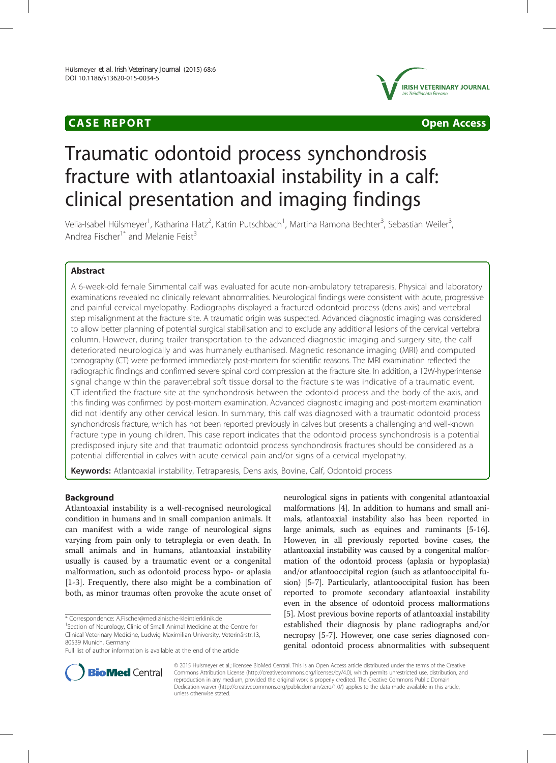CASE REPORT Open Access

# Traumatic odontoid process synchondrosis fracture with atlantoaxial instability in a calf: clinical presentation and imaging findings

Velia-Isabel Hülsmeyer[1], Katharina Flatz[2], Katrin Putschbach[1], Martina Ramona Bechter[3], Sebastian Weiler[3], Andrea Fischer[1*] and Melanie Feist[3]

## Abstract

A 6-week-old female Simmental calf was evaluated for acute non-ambulatory tetraparesis. Physical and laboratory examinations revealed no clinically relevant abnormalities. Neurological findings were consistent with acute, progressive and painful cervical myelopathy. Radiographs displayed a fractured odontoid process (dens axis) and vertebral step misalignment at the fracture site. A traumatic origin was suspected. Advanced diagnostic imaging was considered to allow better planning of potential surgical stabilisation and to exclude any additional lesions of the cervical vertebral column. However, during trailer transportation to the advanced diagnostic imaging and surgery site, the calf deteriorated neurologically and was humanely euthanised. Magnetic resonance imaging (MRI) and computed tomography (CT) were performed immediately post-mortem for scientific reasons. The MRI examination reflected the radiographic findings and confirmed severe spinal cord compression at the fracture site. In addition, a T2W-hyperintense signal change within the paravertebral soft tissue dorsal to the fracture site was indicative of a traumatic event. CT identified the fracture site at the synchondrosis between the odontoid process and the body of the axis, and this finding was confirmed by post-mortem examination. Advanced diagnostic imaging and post-mortem examination did not identify any other cervical lesion. In summary, this calf was diagnosed with a traumatic odontoid process synchondrosis fracture, which has not been reported previously in calves but presents a challenging and well-known fracture type in young children. This case report indicates that the odontoid process synchondrosis is a potential predisposed injury site and that traumatic odontoid process synchondrosis fractures should be considered as a potential differential in calves with acute cervical pain and/or signs of a cervical myelopathy.

**Keywords:** Atlantoaxial instability, Tetraparesis, Dens axis, Bovine, Calf, Odontoid process

## Background

Atlantoaxial instability is a well-recognised neurological condition in humans and in small companion animals. It can manifest with a wide range of neurological signs varying from pain only to tetraplegia or even death. In small animals and in humans, atlantoaxial instability usually is caused by a traumatic event or a congenital malformation, such as odontoid process hypo- or aplasia [1-3]. Frequently, there also might be a combination of both, as minor traumas often provoke the acute onset of neurological signs in patients with congenital atlantoaxial malformations [4]. In addition to humans and small animals, atlantoaxial instability also has been reported in large animals, such as equines and ruminants [5-16]. However, in all previously reported bovine cases, the atlantoaxial instability was caused by a congenital malformation of the odontoid process (aplasia or hypoplasia) and/or atlantooccipital region (such as atlantooccipital fusion) [5-7]. Particularly, atlantooccipital fusion has been reported to promote secondary atlantoaxial instability even in the absence of odontoid process malformations [5]. Most previous bovine reports of atlantoaxial instability established their diagnosis by plane radiographs and/or necropsy [5-7]. However, one case series diagnosed congenital odontoid process abnormalities with subsequent

\* Correspondence: A.Fischer@medizinische-kleintierklinik.de
[1]Section of Neurology, Clinic of Small Animal Medicine at the Centre for Clinical Veterinary Medicine, Ludwig Maximilian University, Veterinärstr.13, 80539 Munich, Germany
Full list of author information is available at the end of the article

© 2015 Hulsmeyer et al.; licensee BioMed Central. This is an Open Access article distributed under the terms of the Creative Commons Attribution License (http://creativecommons.org/licenses/by/4.0), which permits unrestricted use, distribution, and reproduction in any medium, provided the original work is properly credited. The Creative Commons Public Domain Dedication waiver (http://creativecommons.org/publicdomain/zero/1.0/) applies to the data made available in this article, unless otherwise stated.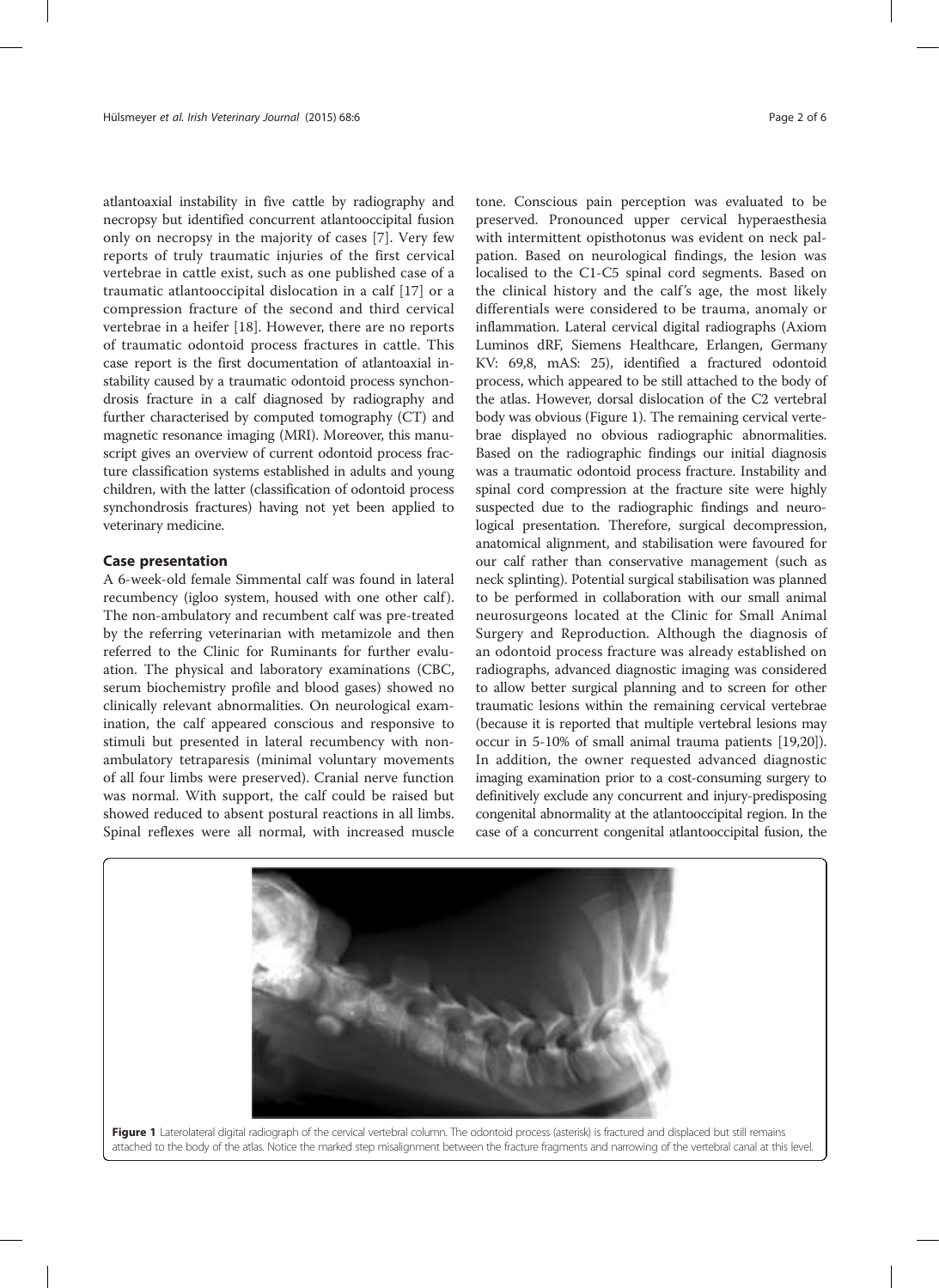atlantoaxial instability in five cattle by radiography and necropsy but identified concurrent atlantooccipital fusion only on necropsy in the majority of cases [7]. Very few reports of truly traumatic injuries of the first cervical vertebrae in cattle exist, such as one published case of a traumatic atlantooccipital dislocation in a calf [17] or a compression fracture of the second and third cervical vertebrae in a heifer [18]. However, there are no reports of traumatic odontoid process fractures in cattle. This case report is the first documentation of atlantoaxial instability caused by a traumatic odontoid process synchondrosis fracture in a calf diagnosed by radiography and further characterised by computed tomography (CT) and magnetic resonance imaging (MRI). Moreover, this manuscript gives an overview of current odontoid process fracture classification systems established in adults and young children, with the latter (classification of odontoid process synchondrosis fractures) having not yet been applied to veterinary medicine.

## Case presentation

A 6-week-old female Simmental calf was found in lateral recumbency (igloo system, housed with one other calf). The non-ambulatory and recumbent calf was pre-treated by the referring veterinarian with metamizole and then referred to the Clinic for Ruminants for further evaluation. The physical and laboratory examinations (CBC, serum biochemistry profile and blood gases) showed no clinically relevant abnormalities. On neurological examination, the calf appeared conscious and responsive to stimuli but presented in lateral recumbency with non-ambulatory tetraparesis (minimal voluntary movements of all four limbs were preserved). Cranial nerve function was normal. With support, the calf could be raised but showed reduced to absent postural reactions in all limbs. Spinal reflexes were all normal, with increased muscle tone. Conscious pain perception was evaluated to be preserved. Pronounced upper cervical hyperaesthesia with intermittent opisthotonus was evident on neck palpation. Based on neurological findings, the lesion was localised to the C1-C5 spinal cord segments. Based on the clinical history and the calf's age, the most likely differentials were considered to be trauma, anomaly or inflammation. Lateral cervical digital radiographs (Axiom Luminos dRF, Siemens Healthcare, Erlangen, Germany KV: 69,8, mAS: 25), identified a fractured odontoid process, which appeared to be still attached to the body of the atlas. However, dorsal dislocation of the C2 vertebral body was obvious (Figure 1). The remaining cervical vertebrae displayed no obvious radiographic abnormalities. Based on the radiographic findings our initial diagnosis was a traumatic odontoid process fracture. Instability and spinal cord compression at the fracture site were highly suspected due to the radiographic findings and neurological presentation. Therefore, surgical decompression, anatomical alignment, and stabilisation were favoured for our calf rather than conservative management (such as neck splinting). Potential surgical stabilisation was planned to be performed in collaboration with our small animal neurosurgeons located at the Clinic for Small Animal Surgery and Reproduction. Although the diagnosis of an odontoid process fracture was already established on radiographs, advanced diagnostic imaging was considered to allow better surgical planning and to screen for other traumatic lesions within the remaining cervical vertebrae (because it is reported that multiple vertebral lesions may occur in 5-10% of small animal trauma patients [19,20]). In addition, the owner requested advanced diagnostic imaging examination prior to a cost-consuming surgery to definitively exclude any concurrent and injury-predisposing congenital abnormality at the atlantooccipital region. In the case of a concurrent congenital atlantooccipital fusion, the

**Figure 1** Laterolateral digital radiograph of the cervical vertebral column. The odontoid process (asterisk) is fractured and displaced but still remains attached to the body of the atlas. Notice the marked step misalignment between the fracture fragments and narrowing of the vertebral canal at this level.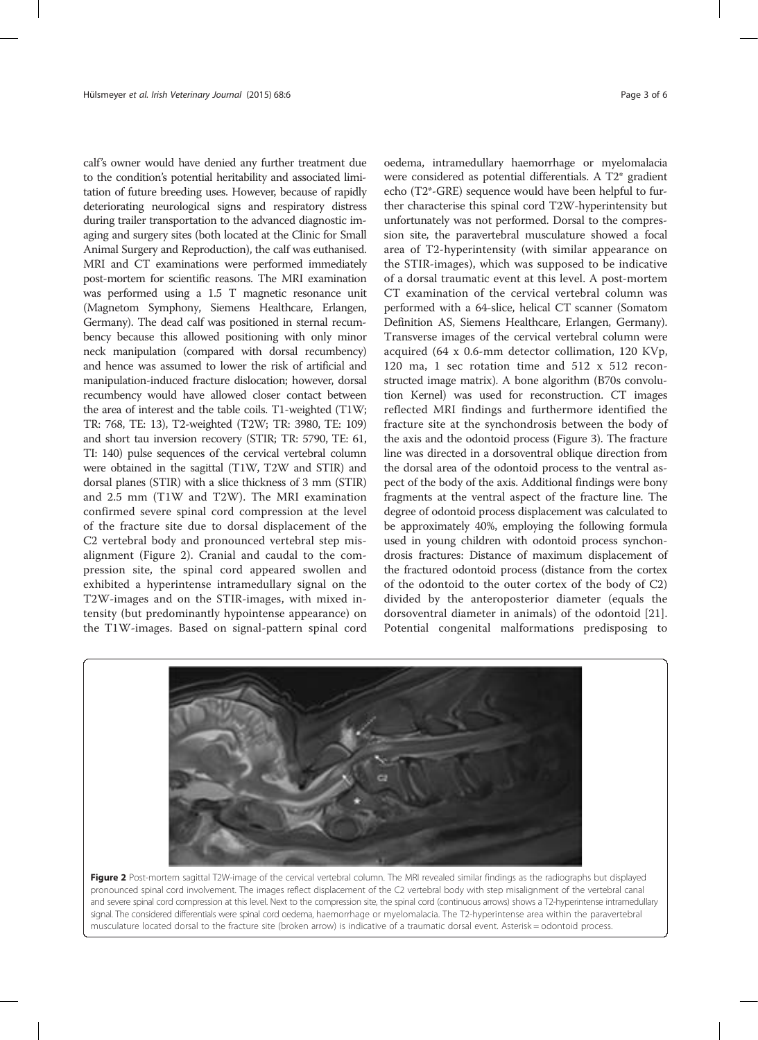calf's owner would have denied any further treatment due to the condition's potential heritability and associated limitation of future breeding uses. However, because of rapidly deteriorating neurological signs and respiratory distress during trailer transportation to the advanced diagnostic imaging and surgery sites (both located at the Clinic for Small Animal Surgery and Reproduction), the calf was euthanised. MRI and CT examinations were performed immediately post-mortem for scientific reasons. The MRI examination was performed using a 1.5 T magnetic resonance unit (Magnetom Symphony, Siemens Healthcare, Erlangen, Germany). The dead calf was positioned in sternal recumbency because this allowed positioning with only minor neck manipulation (compared with dorsal recumbency) and hence was assumed to lower the risk of artificial and manipulation-induced fracture dislocation; however, dorsal recumbency would have allowed closer contact between the area of interest and the table coils. T1-weighted (T1W; TR: 768, TE: 13), T2-weighted (T2W; TR: 3980, TE: 109) and short tau inversion recovery (STIR; TR: 5790, TE: 61, TI: 140) pulse sequences of the cervical vertebral column were obtained in the sagittal (T1W, T2W and STIR) and dorsal planes (STIR) with a slice thickness of 3 mm (STIR) and 2.5 mm (T1W and T2W). The MRI examination confirmed severe spinal cord compression at the level of the fracture site due to dorsal displacement of the C2 vertebral body and pronounced vertebral step misalignment (Figure 2). Cranial and caudal to the compression site, the spinal cord appeared swollen and exhibited a hyperintense intramedullary signal on the T2W-images and on the STIR-images, with mixed intensity (but predominantly hypointense appearance) on the T1W-images. Based on signal-pattern spinal cord oedema, intramedullary haemorrhage or myelomalacia were considered as potential differentials. A T2* gradient echo (T2*-GRE) sequence would have been helpful to further characterise this spinal cord T2W-hyperintensity but unfortunately was not performed. Dorsal to the compression site, the paravertebral musculature showed a focal area of T2-hyperintensity (with similar appearance on the STIR-images), which was supposed to be indicative of a dorsal traumatic event at this level. A post-mortem CT examination of the cervical vertebral column was performed with a 64-slice, helical CT scanner (Somatom Definition AS, Siemens Healthcare, Erlangen, Germany). Transverse images of the cervical vertebral column were acquired (64 x 0.6-mm detector collimation, 120 KVp, 120 ma, 1 sec rotation time and 512 x 512 reconstructed image matrix). A bone algorithm (B70s convolution Kernel) was used for reconstruction. CT images reflected MRI findings and furthermore identified the fracture site at the synchondrosis between the body of the axis and the odontoid process (Figure 3). The fracture line was directed in a dorsoventral oblique direction from the dorsal area of the odontoid process to the ventral aspect of the body of the axis. Additional findings were bony fragments at the ventral aspect of the fracture line. The degree of odontoid process displacement was calculated to be approximately 40%, employing the following formula used in young children with odontoid process synchondrosis fractures: Distance of maximum displacement of the fractured odontoid process (distance from the cortex of the odontoid to the outer cortex of the body of C2) divided by the anteroposterior diameter (equals the dorsoventral diameter in animals) of the odontoid [21]. Potential congenital malformations predisposing to

**Figure 2** Post-mortem sagittal T2W-image of the cervical vertebral column. The MRI revealed similar findings as the radiographs but displayed pronounced spinal cord involvement. The images reflect displacement of the C2 vertebral body with step misalignment of the vertebral canal and severe spinal cord compression at this level. Next to the compression site, the spinal cord (continuous arrows) shows a T2-hyperintense intramedullary signal. The considered differentials were spinal cord oedema, haemorrhage or myelomalacia. The T2-hyperintense area within the paravertebral musculature located dorsal to the fracture site (broken arrow) is indicative of a traumatic dorsal event. Asterisk = odontoid process.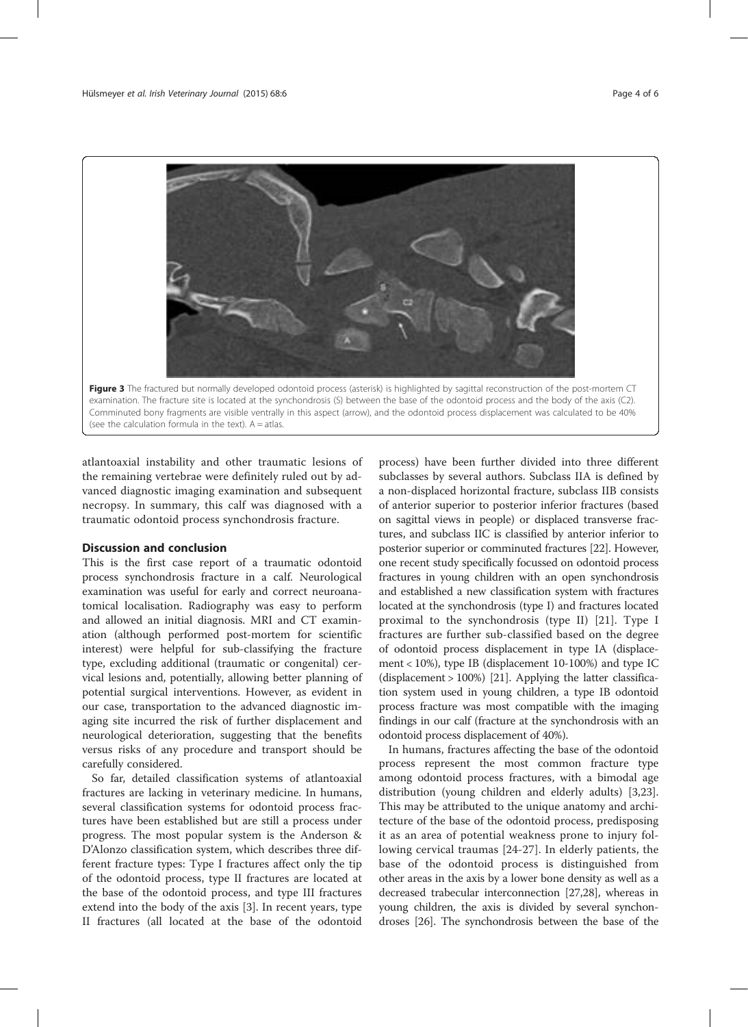Figure 3 The fractured but normally developed odontoid process (asterisk) is highlighted by sagittal reconstruction of the post-mortem CT examination. The fracture site is located at the synchondrosis (S) between the base of the odontoid process and the body of the axis (C2). Comminuted bony fragments are visible ventrally in this aspect (arrow), and the odontoid process displacement was calculated to be 40% (see the calculation formula in the text). A = atlas.

atlantoaxial instability and other traumatic lesions of the remaining vertebrae were definitely ruled out by advanced diagnostic imaging examination and subsequent necropsy. In summary, this calf was diagnosed with a traumatic odontoid process synchondrosis fracture.

## Discussion and conclusion

This is the first case report of a traumatic odontoid process synchondrosis fracture in a calf. Neurological examination was useful for early and correct neuroanatomical localisation. Radiography was easy to perform and allowed an initial diagnosis. MRI and CT examination (although performed post-mortem for scientific interest) were helpful for sub-classifying the fracture type, excluding additional (traumatic or congenital) cervical lesions and, potentially, allowing better planning of potential surgical interventions. However, as evident in our case, transportation to the advanced diagnostic imaging site incurred the risk of further displacement and neurological deterioration, suggesting that the benefits versus risks of any procedure and transport should be carefully considered.

So far, detailed classification systems of atlantoaxial fractures are lacking in veterinary medicine. In humans, several classification systems for odontoid process fractures have been established but are still a process under progress. The most popular system is the Anderson & D'Alonzo classification system, which describes three different fracture types: Type I fractures affect only the tip of the odontoid process, type II fractures are located at the base of the odontoid process, and type III fractures extend into the body of the axis [3]. In recent years, type II fractures (all located at the base of the odontoid process) have been further divided into three different subclasses by several authors. Subclass IIA is defined by a non-displaced horizontal fracture, subclass IIB consists of anterior superior to posterior inferior fractures (based on sagittal views in people) or displaced transverse fractures, and subclass IIC is classified by anterior inferior to posterior superior or comminuted fractures [22]. However, one recent study specifically focussed on odontoid process fractures in young children with an open synchondrosis and established a new classification system with fractures located at the synchondrosis (type I) and fractures located proximal to the synchondrosis (type II) [21]. Type I fractures are further sub-classified based on the degree of odontoid process displacement in type IA (displacement < 10%), type IB (displacement 10-100%) and type IC (displacement > 100%) [21]. Applying the latter classification system used in young children, a type IB odontoid process fracture was most compatible with the imaging findings in our calf (fracture at the synchondrosis with an odontoid process displacement of 40%).

In humans, fractures affecting the base of the odontoid process represent the most common fracture type among odontoid process fractures, with a bimodal age distribution (young children and elderly adults) [3,23]. This may be attributed to the unique anatomy and architecture of the base of the odontoid process, predisposing it as an area of potential weakness prone to injury following cervical traumas [24-27]. In elderly patients, the base of the odontoid process is distinguished from other areas in the axis by a lower bone density as well as a decreased trabecular interconnection [27,28], whereas in young children, the axis is divided by several synchondroses [26]. The synchondrosis between the base of the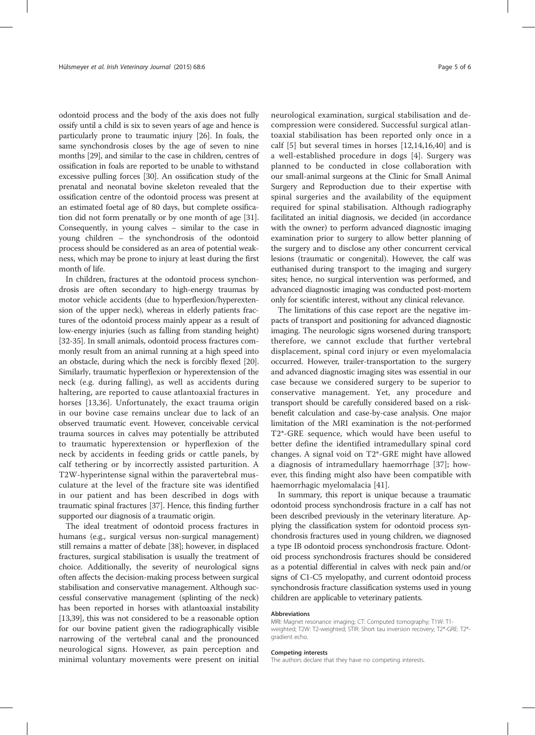odontoid process and the body of the axis does not fully ossify until a child is six to seven years of age and hence is particularly prone to traumatic injury [26]. In foals, the same synchondrosis closes by the age of seven to nine months [29], and similar to the case in children, centres of ossification in foals are reported to be unable to withstand excessive pulling forces [30]. An ossification study of the prenatal and neonatal bovine skeleton revealed that the ossification centre of the odontoid process was present at an estimated foetal age of 80 days, but complete ossification did not form prenatally or by one month of age [31]. Consequently, in young calves – similar to the case in young children – the synchondrosis of the odontoid process should be considered as an area of potential weakness, which may be prone to injury at least during the first month of life.

In children, fractures at the odontoid process synchondrosis are often secondary to high-energy traumas by motor vehicle accidents (due to hyperflexion/hyperextension of the upper neck), whereas in elderly patients fractures of the odontoid process mainly appear as a result of low-energy injuries (such as falling from standing height) [32-35]. In small animals, odontoid process fractures commonly result from an animal running at a high speed into an obstacle, during which the neck is forcibly flexed [20]. Similarly, traumatic hyperflexion or hyperextension of the neck (e.g. during falling), as well as accidents during haltering, are reported to cause atlantoaxial fractures in horses [13,36]. Unfortunately, the exact trauma origin in our bovine case remains unclear due to lack of an observed traumatic event. However, conceivable cervical trauma sources in calves may potentially be attributed to traumatic hyperextension or hyperflexion of the neck by accidents in feeding grids or cattle panels, by calf tethering or by incorrectly assisted parturition. A T2W-hyperintense signal within the paravertebral musculature at the level of the fracture site was identified in our patient and has been described in dogs with traumatic spinal fractures [37]. Hence, this finding further supported our diagnosis of a traumatic origin.

The ideal treatment of odontoid process fractures in humans (e.g., surgical versus non-surgical management) still remains a matter of debate [38]; however, in displaced fractures, surgical stabilisation is usually the treatment of choice. Additionally, the severity of neurological signs often affects the decision-making process between surgical stabilisation and conservative management. Although successful conservative management (splinting of the neck) has been reported in horses with atlantoaxial instability [13,39], this was not considered to be a reasonable option for our bovine patient given the radiographically visible narrowing of the vertebral canal and the pronounced neurological signs. However, as pain perception and minimal voluntary movements were present on initial neurological examination, surgical stabilisation and decompression were considered. Successful surgical atlantoaxial stabilisation has been reported only once in a calf [5] but several times in horses [12,14,16,40] and is a well-established procedure in dogs [4]. Surgery was planned to be conducted in close collaboration with our small-animal surgeons at the Clinic for Small Animal Surgery and Reproduction due to their expertise with spinal surgeries and the availability of the equipment required for spinal stabilisation. Although radiography facilitated an initial diagnosis, we decided (in accordance with the owner) to perform advanced diagnostic imaging examination prior to surgery to allow better planning of the surgery and to disclose any other concurrent cervical lesions (traumatic or congenital). However, the calf was euthanised during transport to the imaging and surgery sites; hence, no surgical intervention was performed, and advanced diagnostic imaging was conducted post-mortem only for scientific interest, without any clinical relevance.

The limitations of this case report are the negative impacts of transport and positioning for advanced diagnostic imaging. The neurologic signs worsened during transport; therefore, we cannot exclude that further vertebral displacement, spinal cord injury or even myelomalacia occurred. However, trailer-transportation to the surgery and advanced diagnostic imaging sites was essential in our case because we considered surgery to be superior to conservative management. Yet, any procedure and transport should be carefully considered based on a risk-benefit calculation and case-by-case analysis. One major limitation of the MRI examination is the not-performed T2*-GRE sequence, which would have been useful to better define the identified intramedullary spinal cord changes. A signal void on T2*-GRE might have allowed a diagnosis of intramedullary haemorrhage [37]; however, this finding might also have been compatible with haemorrhagic myelomalacia [41].

In summary, this report is unique because a traumatic odontoid process synchondrosis fracture in a calf has not been described previously in the veterinary literature. Applying the classification system for odontoid process synchondrosis fractures used in young children, we diagnosed a type IB odontoid process synchondrosis fracture. Odontoid process synchondrosis fractures should be considered as a potential differential in calves with neck pain and/or signs of C1-C5 myelopathy, and current odontoid process synchondrosis fracture classification systems used in young children are applicable to veterinary patients.

#### Abbreviations

MRI: Magnet resonance imaging; CT: Computed tomography; T1W: T1-weighted; T2W: T2-weighted; STIR: Short tau inversion recovery; T2*-GRE: T2*-gradient echo.

#### Competing interests

The authors declare that they have no competing interests.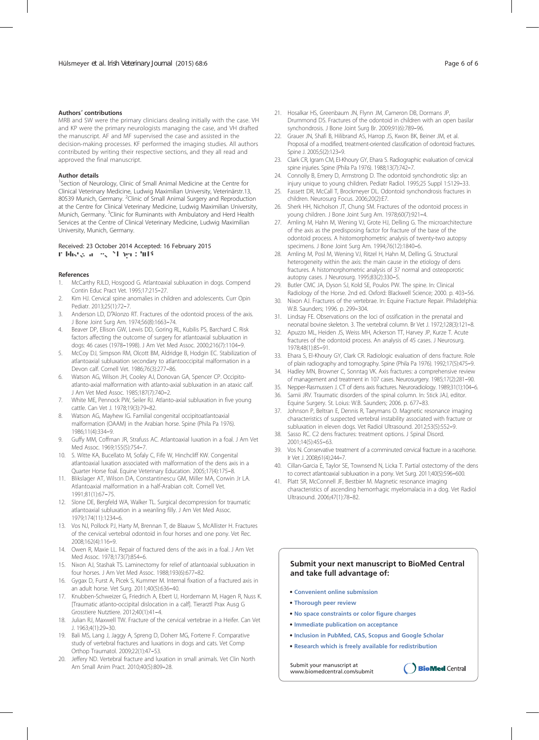### Authors' contributions

MRB and SW were the primary clinicians dealing initially with the case. VH and KP were the primary neurologists managing the case, and VH drafted the manuscript. AF and MF supervised the case and assisted in the decision-making processes. KF performed the imaging studies. All authors contributed by writing their respective sections, and they all read and approved the final manuscript.

### Author details

[1]Section of Neurology, Clinic of Small Animal Medicine at the Centre for Clinical Veterinary Medicine, Ludwig Maximilian University, Veterinärstr.13, 80539 Munich, Germany. [2]Clinic of Small Animal Surgery and Reproduction at the Centre for Clinical Veterinary Medicine, Ludwig Maximilian University, Munich, Germany. [3]Clinic for Ruminants with Ambulatory and Herd Health Services at the Centre of Clinical Veterinary Medicine, Ludwig Maximilian University, Munich, Germany.

Received: 23 October 2014 Accepted: 16 February 2015

### References

1. McCarthy RJLD, Hosgood G. Atlantoaxial subluxation in dogs. Compend Contin Educ Pract Vet. 1995;17:215–27.
2. Kim HJ. Cervical spine anomalies in children and adolescents. Curr Opin Pediatr. 2013;25(1):72–7.
3. Anderson LD, D'Alonzo RT. Fractures of the odontoid process of the axis. J Bone Joint Surg Am. 1974;56(8):1663–74.
4. Beaver DP, Ellison GW, Lewis DD, Goring RL, Kubilis PS, Barchard C. Risk factors affecting the outcome of surgery for atlantoaxial subluxation in dogs: 46 cases (1978–1998). J Am Vet Med Assoc. 2000;216(7):1104–9.
5. McCoy DJ, Simpson RM, Olcott BM, Aldridge B, Hodgin EC. Stabilization of atlantoaxial subluxation secondary to atlantooccipital malformation in a Devon calf. Cornell Vet. 1986;76(3):277–86.
6. Watson AG, Wilson JH, Cooley AJ, Donovan GA, Spencer CP. Occipito-atlanto-axial malformation with atlanto-axial subluxation in an ataxic calf. J Am Vet Med Assoc. 1985;187(7):740–2.
7. White ME, Pennock PW, Seiler RJ. Atlanto-axial subluxation in five young cattle. Can Vet J. 1978;19(3):79–82.
8. Watson AG, Mayhew IG. Familial congenital occipitoatlantoaxial malformation (OAAM) in the Arabian horse. Spine (Phila Pa 1976). 1986;11(4):334–9.
9. Guffy MM, Coffman JR, Strafuss AC. Atlantoaxial luxation in a foal. J Am Vet Med Assoc. 1969;155(5):754–7.
10. S. Witte KA, Bucellato M, Sofaly C, Fife W, Hinchcliff KW. Congenital atlantoaxial luxation associated with malformation of the dens axis in a Quarter Horse foal. Equine Veterinary Education. 2005;17(4):175–8.
11. Blikslager AT, Wilson DA, Constantinescu GM, Miller MA, Corwin Jr LA. Atlantoaxial malformation in a half-Arabian colt. Cornell Vet. 1991;81(1):67–75.
12. Slone DE, Bergfeld WA, Walker TL. Surgical decompression for traumatic atlantoaxial subluxation in a weanling filly. J Am Vet Med Assoc. 1979;174(11):1234–6.
13. Vos NJ, Pollock PJ, Harty M, Brennan T, de Blaauw S, McAllister H. Fractures of the cervical vertebral odontoid in four horses and one pony. Vet Rec. 2008;162(4):116–9.
14. Owen R, Maxie LL. Repair of fractured dens of the axis in a foal. J Am Vet Med Assoc. 1978;173(7):854–6.
15. Nixon AJ, Stashak TS. Laminectomy for relief of atlantoaxial subluxation in four horses. J Am Vet Med Assoc. 1988;193(6):677–82.
16. Gygax D, Furst A, Picek S, Kummer M. Internal fixation of a fractured axis in an adult horse. Vet Surg. 2011;40(5):636–40.
17. Knubben-Schweizer G, Friedrich A, Ebert U, Hordemann M, Hagen R, Nuss K. [Traumatic atlanto-occipital dislocation in a calf]. Tierarztl Prax Ausg G Grosstiere Nutztiere. 2012;40(1):41–4.
18. Julian RJ, Maxwell TW. Fracture of the cervical vertebrae in a Heifer. Can Vet J. 1963;4(1):29–30.
19. Bali MS, Lang J, Jaggy A, Spreng D, Doherr MG, Forterre F. Comparative study of vertebral fractures and luxations in dogs and cats. Vet Comp Orthop Traumatol. 2009;22(1):47–53.
20. Jeffery ND. Vertebral fracture and luxation in small animals. Vet Clin North Am Small Anim Pract. 2010;40(5):809–28.
21. Hosalkar HS, Greenbaum JN, Flynn JM, Cameron DB, Dormans JP, Drummond DS. Fractures of the odontoid in children with an open basilar synchondrosis. J Bone Joint Surg Br. 2009;91(6):789–96.
22. Grauer JN, Shafi B, Hilibrand AS, Harrop JS, Kwon BK, Beiner JM, et al. Proposal of a modified, treatment-oriented classification of odontoid fractures. Spine J. 2005;5(2):123–9.
23. Clark CR, Igram CM, El-Khoury GY, Ehara S. Radiographic evaluation of cervical spine injuries. Spine (Phila Pa 1976). 1988;13(7):742–7.
24. Connolly B, Emery D, Armstrong D. The odontoid synchondrotic slip: an injury unique to young children. Pediatr Radiol. 1995;25 Suppl 1:S129–33.
25. Fassett DR, McCall T, Brockmeyer DL. Odontoid synchondrosis fractures in children. Neurosurg Focus. 2006;20(2):E7.
26. Sherk HH, Nicholson JT, Chung SM. Fractures of the odontoid process in young children. J Bone Joint Surg Am. 1978;60(7):921–4.
27. Amling M, Hahn M, Wening VJ, Grote HJ, Delling G. The microarchitecture of the axis as the predisposing factor for fracture of the base of the odontoid process. A histomorphometric analysis of twenty-two autopsy specimens. J Bone Joint Surg Am. 1994;76(12):1840–6.
28. Amling M, Posl M, Wening VJ, Ritzel H, Hahn M, Delling G. Structural heterogeneity within the axis: the main cause in the etiology of dens fractures. A histomorphometric analysis of 37 normal and osteoporotic autopsy cases. J Neurosurg. 1995;83(2):330–5.
29. Butler CMC JA, Dyson SJ, Kold SE, Poulos PW. The spine. In: Clinical Radiology of the Horse. 2nd ed. Oxford: Blackwell Science; 2000. p. 403–56.
30. Nixon AJ. Fractures of the vertebrae. In: Equine Fracture Repair. Philadelphia: W.B. Saunders; 1996. p. 299–304.
31. Lindsay FE. Observations on the loci of ossification in the prenatal and neonatal bovine skeleton. 3. The vertebral column. Br Vet J. 1972;128(3):121–8.
32. Apuzzo ML, Heiden JS, Weiss MH, Ackerson TT, Harvey JP, Kurze T. Acute fractures of the odontoid process. An analysis of 45 cases. J Neurosurg. 1978;48(1):85–91.
33. Ehara S, El-Khoury GY, Clark CR. Radiologic evaluation of dens fracture. Role of plain radiography and tomography. Spine (Phila Pa 1976). 1992;17(5):475–9.
34. Hadley MN, Browner C, Sonntag VK. Axis fractures: a comprehensive review of management and treatment in 107 cases. Neurosurgery. 1985;17(2):281–90.
35. Nepper-Rasmussen J. CT of dens axis fractures. Neuroradiology. 1989;31(1):104–6.
36. Samii JRV. Traumatic disorders of the spinal column. In: Stick JAJ, editor. Equine Surgery. St. Loius: W.B. Saunders; 2006. p. 677–83.
37. Johnson P, Beltran E, Dennis R, Taeymans O. Magnetic resonance imaging characteristics of suspected vertebral instability associated with fracture or subluxation in eleven dogs. Vet Radiol Ultrasound. 2012;53(5):552–9.
38. Sasso RC. C2 dens fractures: treatment options. J Spinal Disord. 2001;14(5):455–63.
39. Vos N. Conservative treatment of a comminuted cervical fracture in a racehorse. Ir Vet J. 2008;61(4):244–7.
40. Cillan-Garcia E, Taylor SE, Townsend N, Licka T. Partial ostectomy of the dens to correct atlantoaxial subluxation in a pony. Vet Surg. 2011;40(5):596–600.
41. Platt SR, McConnell JF, Bestbier M. Magnetic resonance imaging characteristics of ascending hemorrhagic myelomalacia in a dog. Vet Radiol Ultrasound. 2006;47(1):78–82.

**Submit your next manuscript to BioMed Central and take full advantage of:**

- Convenient online submission
- Thorough peer review
- No space constraints or color figure charges
- Immediate publication on acceptance
- Inclusion in PubMed, CAS, Scopus and Google Scholar
- Research which is freely available for redistribution

Submit your manuscript at
www.biomedcentral.com/submit

BioMed Central